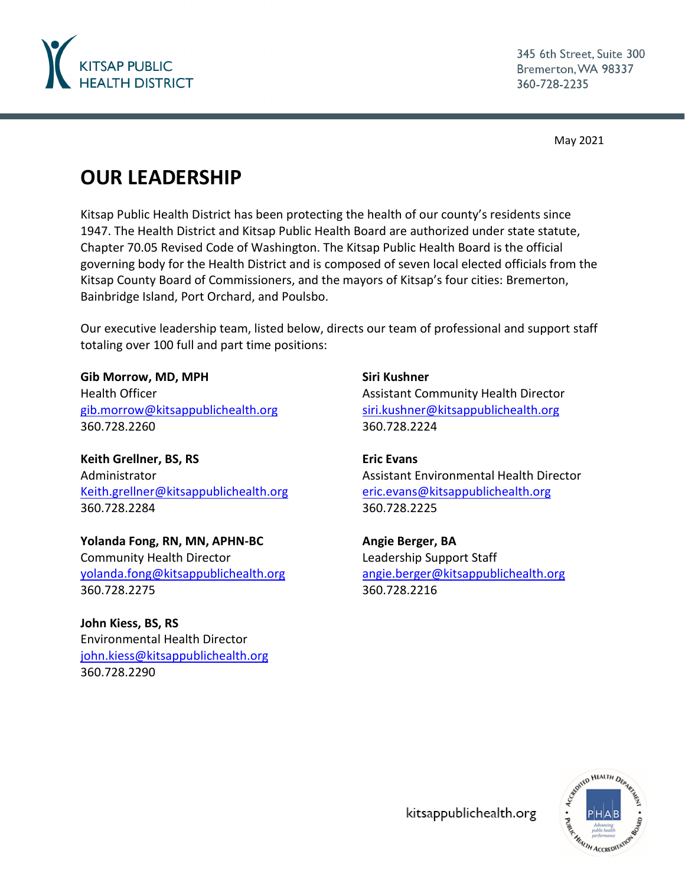KITSAP PUBLIC HEALTH DISTRICT

345 6th Street, Suite 300
Bremerton, WA 98337
360-728-2235

May 2021

# OUR LEADERSHIP

Kitsap Public Health District has been protecting the health of our county's residents since 1947. The Health District and Kitsap Public Health Board are authorized under state statute, Chapter 70.05 Revised Code of Washington. The Kitsap Public Health Board is the official governing body for the Health District and is composed of seven local elected officials from the Kitsap County Board of Commissioners, and the mayors of Kitsap's four cities: Bremerton, Bainbridge Island, Port Orchard, and Poulsbo.

Our executive leadership team, listed below, directs our team of professional and support staff totaling over 100 full and part time positions:

**Gib Morrow, MD, MPH**
Health Officer
gib.morrow@kitsappublichealth.org
360.728.2260

**Keith Grellner, BS, RS**
Administrator
Keith.grellner@kitsappublichealth.org
360.728.2284

**Yolanda Fong, RN, MN, APHN-BC**
Community Health Director
yolanda.fong@kitsappublichealth.org
360.728.2275

**John Kiess, BS, RS**
Environmental Health Director
john.kiess@kitsappublichealth.org
360.728.2290

**Siri Kushner**
Assistant Community Health Director
siri.kushner@kitsappublichealth.org
360.728.2224

**Eric Evans**
Assistant Environmental Health Director
eric.evans@kitsappublichealth.org
360.728.2225

**Angie Berger, BA**
Leadership Support Staff
angie.berger@kitsappublichealth.org
360.728.2216

kitsappublichealth.org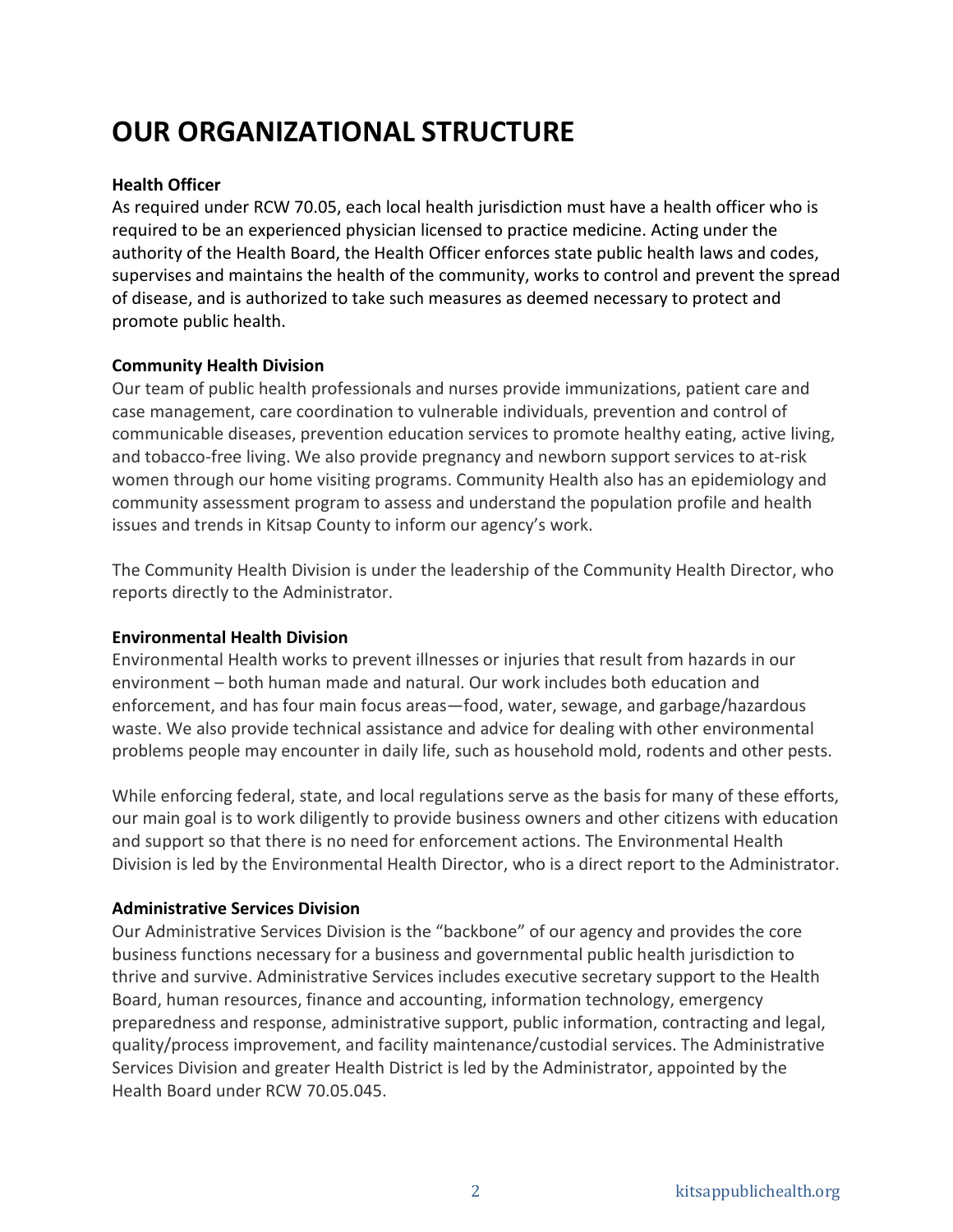# OUR ORGANIZATIONAL STRUCTURE

**Health Officer**

As required under RCW 70.05, each local health jurisdiction must have a health officer who is required to be an experienced physician licensed to practice medicine. Acting under the authority of the Health Board, the Health Officer enforces state public health laws and codes, supervises and maintains the health of the community, works to control and prevent the spread of disease, and is authorized to take such measures as deemed necessary to protect and promote public health.

**Community Health Division**

Our team of public health professionals and nurses provide immunizations, patient care and case management, care coordination to vulnerable individuals, prevention and control of communicable diseases, prevention education services to promote healthy eating, active living, and tobacco-free living. We also provide pregnancy and newborn support services to at-risk women through our home visiting programs. Community Health also has an epidemiology and community assessment program to assess and understand the population profile and health issues and trends in Kitsap County to inform our agency's work.

The Community Health Division is under the leadership of the Community Health Director, who reports directly to the Administrator.

**Environmental Health Division**

Environmental Health works to prevent illnesses or injuries that result from hazards in our environment – both human made and natural. Our work includes both education and enforcement, and has four main focus areas—food, water, sewage, and garbage/hazardous waste. We also provide technical assistance and advice for dealing with other environmental problems people may encounter in daily life, such as household mold, rodents and other pests.

While enforcing federal, state, and local regulations serve as the basis for many of these efforts, our main goal is to work diligently to provide business owners and other citizens with education and support so that there is no need for enforcement actions. The Environmental Health Division is led by the Environmental Health Director, who is a direct report to the Administrator.

**Administrative Services Division**

Our Administrative Services Division is the "backbone" of our agency and provides the core business functions necessary for a business and governmental public health jurisdiction to thrive and survive. Administrative Services includes executive secretary support to the Health Board, human resources, finance and accounting, information technology, emergency preparedness and response, administrative support, public information, contracting and legal, quality/process improvement, and facility maintenance/custodial services. The Administrative Services Division and greater Health District is led by the Administrator, appointed by the Health Board under RCW 70.05.045.